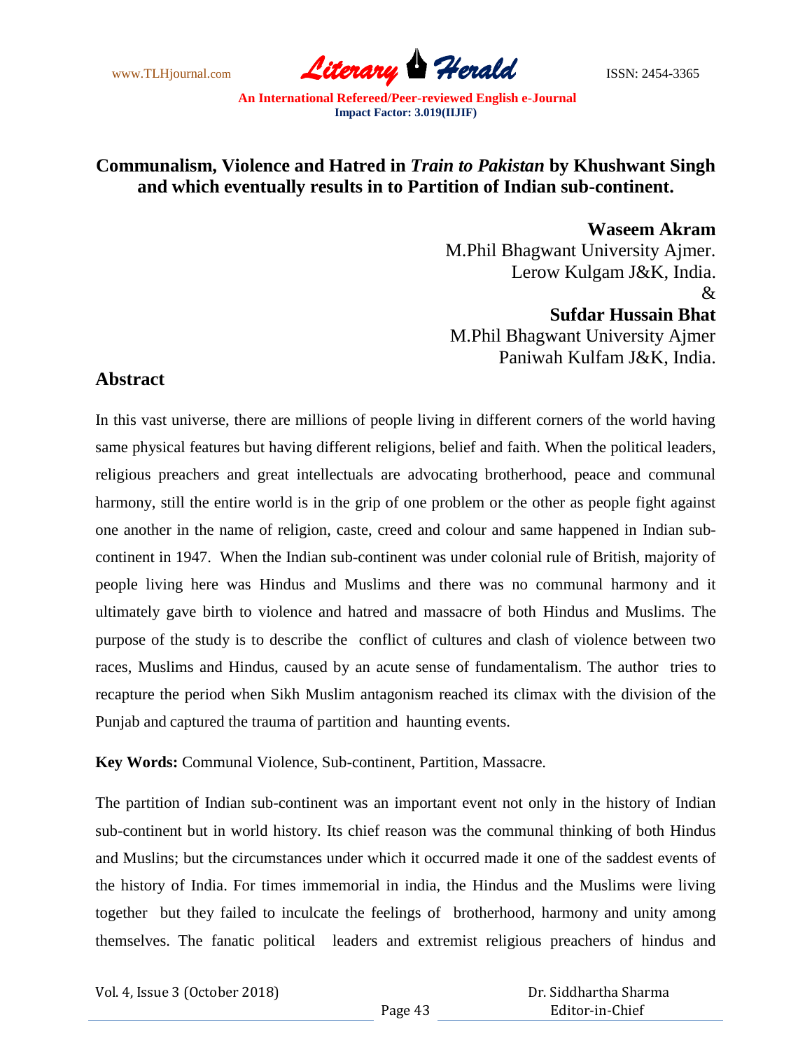# Communalism, Violence and Hatred in *Train to Pakistan* by Khushwant Singh and which eventually results in to Partition of Indian sub-continent.

**Waseem Akram**
M.Phil Bhagwant University Ajmer.
Lerow Kulgam J&K, India.
&
**Sufdar Hussain Bhat**
M.Phil Bhagwant University Ajmer
Paniwah Kulfam J&K, India.

## Abstract

In this vast universe, there are millions of people living in different corners of the world having same physical features but having different religions, belief and faith. When the political leaders, religious preachers and great intellectuals are advocating brotherhood, peace and communal harmony, still the entire world is in the grip of one problem or the other as people fight against one another in the name of religion, caste, creed and colour and same happened in Indian sub-continent in 1947. When the Indian sub-continent was under colonial rule of British, majority of people living here was Hindus and Muslims and there was no communal harmony and it ultimately gave birth to violence and hatred and massacre of both Hindus and Muslims. The purpose of the study is to describe the conflict of cultures and clash of violence between two races, Muslims and Hindus, caused by an acute sense of fundamentalism. The author tries to recapture the period when Sikh Muslim antagonism reached its climax with the division of the Punjab and captured the trauma of partition and haunting events.

**Key Words:** Communal Violence, Sub-continent, Partition, Massacre.

The partition of Indian sub-continent was an important event not only in the history of Indian sub-continent but in world history. Its chief reason was the communal thinking of both Hindus and Muslins; but the circumstances under which it occurred made it one of the saddest events of the history of India. For times immemorial in india, the Hindus and the Muslims were living together but they failed to inculcate the feelings of brotherhood, harmony and unity among themselves. The fanatic political leaders and extremist religious preachers of hindus and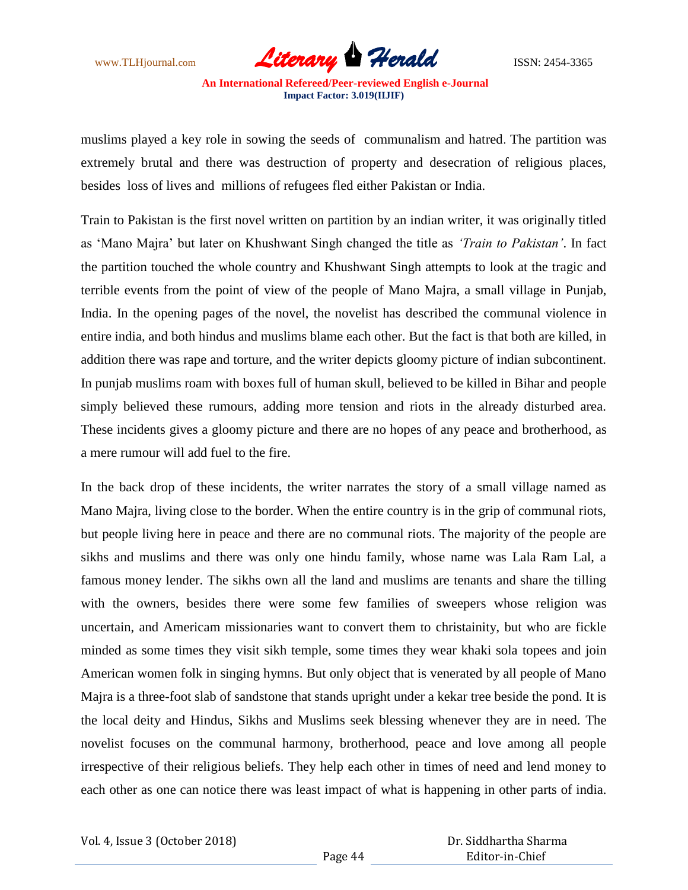muslims played a key role in sowing the seeds of communalism and hatred. The partition was extremely brutal and there was destruction of property and desecration of religious places, besides loss of lives and millions of refugees fled either Pakistan or India.

Train to Pakistan is the first novel written on partition by an indian writer, it was originally titled as 'Mano Majra' but later on Khushwant Singh changed the title as *'Train to Pakistan'*. In fact the partition touched the whole country and Khushwant Singh attempts to look at the tragic and terrible events from the point of view of the people of Mano Majra, a small village in Punjab, India. In the opening pages of the novel, the novelist has described the communal violence in entire india, and both hindus and muslims blame each other. But the fact is that both are killed, in addition there was rape and torture, and the writer depicts gloomy picture of indian subcontinent. In punjab muslims roam with boxes full of human skull, believed to be killed in Bihar and people simply believed these rumours, adding more tension and riots in the already disturbed area. These incidents gives a gloomy picture and there are no hopes of any peace and brotherhood, as a mere rumour will add fuel to the fire.

In the back drop of these incidents, the writer narrates the story of a small village named as Mano Majra, living close to the border. When the entire country is in the grip of communal riots, but people living here in peace and there are no communal riots. The majority of the people are sikhs and muslims and there was only one hindu family, whose name was Lala Ram Lal, a famous money lender. The sikhs own all the land and muslims are tenants and share the tilling with the owners, besides there were some few families of sweepers whose religion was uncertain, and Americam missionaries want to convert them to christainity, but who are fickle minded as some times they visit sikh temple, some times they wear khaki sola topees and join American women folk in singing hymns. But only object that is venerated by all people of Mano Majra is a three-foot slab of sandstone that stands upright under a kekar tree beside the pond. It is the local deity and Hindus, Sikhs and Muslims seek blessing whenever they are in need. The novelist focuses on the communal harmony, brotherhood, peace and love among all people irrespective of their religious beliefs. They help each other in times of need and lend money to each other as one can notice there was least impact of what is happening in other parts of india.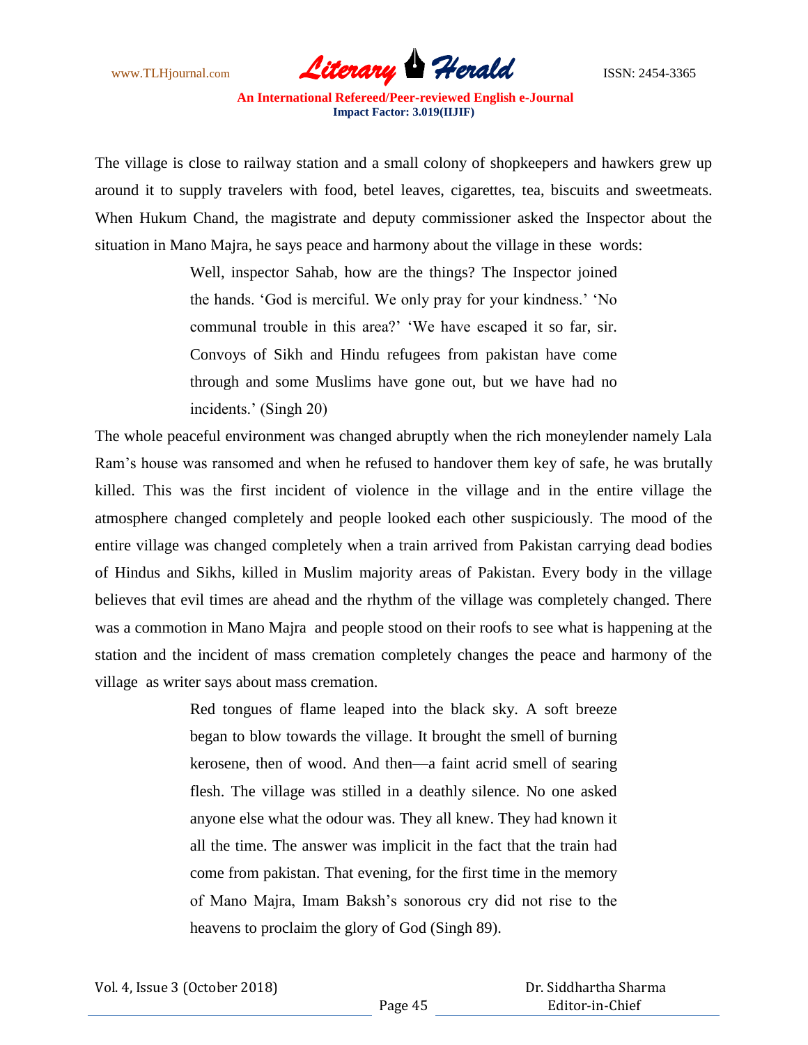The village is close to railway station and a small colony of shopkeepers and hawkers grew up around it to supply travelers with food, betel leaves, cigarettes, tea, biscuits and sweetmeats. When Hukum Chand, the magistrate and deputy commissioner asked the Inspector about the situation in Mano Majra, he says peace and harmony about the village in these words:

> Well, inspector Sahab, how are the things? The Inspector joined the hands. 'God is merciful. We only pray for your kindness.' 'No communal trouble in this area?' 'We have escaped it so far, sir. Convoys of Sikh and Hindu refugees from pakistan have come through and some Muslims have gone out, but we have had no incidents.' (Singh 20)

The whole peaceful environment was changed abruptly when the rich moneylender namely Lala Ram's house was ransomed and when he refused to handover them key of safe, he was brutally killed. This was the first incident of violence in the village and in the entire village the atmosphere changed completely and people looked each other suspiciously. The mood of the entire village was changed completely when a train arrived from Pakistan carrying dead bodies of Hindus and Sikhs, killed in Muslim majority areas of Pakistan. Every body in the village believes that evil times are ahead and the rhythm of the village was completely changed. There was a commotion in Mano Majra and people stood on their roofs to see what is happening at the station and the incident of mass cremation completely changes the peace and harmony of the village as writer says about mass cremation.

> Red tongues of flame leaped into the black sky. A soft breeze began to blow towards the village. It brought the smell of burning kerosene, then of wood. And then—a faint acrid smell of searing flesh. The village was stilled in a deathly silence. No one asked anyone else what the odour was. They all knew. They had known it all the time. The answer was implicit in the fact that the train had come from pakistan. That evening, for the first time in the memory of Mano Majra, Imam Baksh's sonorous cry did not rise to the heavens to proclaim the glory of God (Singh 89).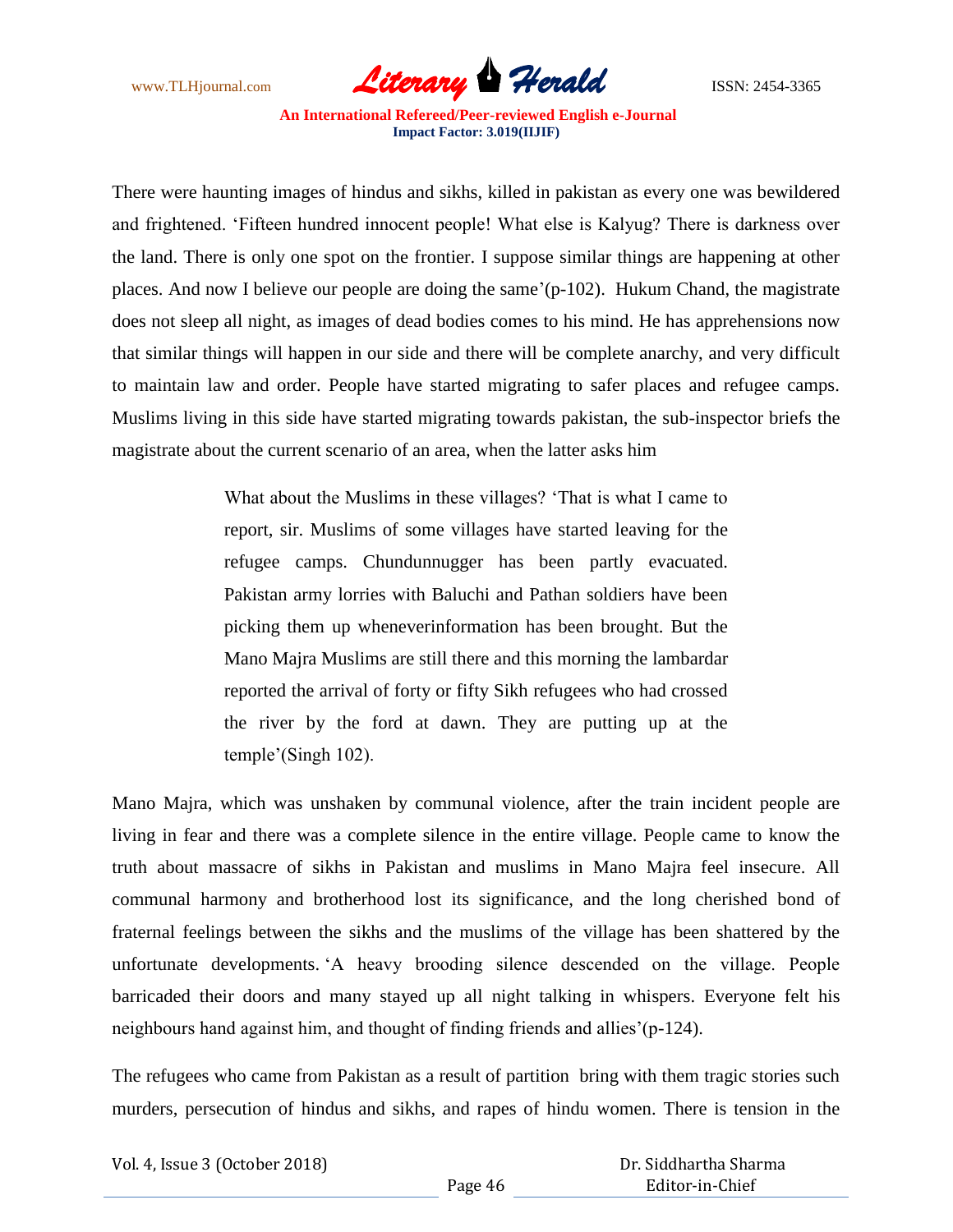There were haunting images of hindus and sikhs, killed in pakistan as every one was bewildered and frightened. 'Fifteen hundred innocent people! What else is Kalyug? There is darkness over the land. There is only one spot on the frontier. I suppose similar things are happening at other places. And now I believe our people are doing the same'(p-102). Hukum Chand, the magistrate does not sleep all night, as images of dead bodies comes to his mind. He has apprehensions now that similar things will happen in our side and there will be complete anarchy, and very difficult to maintain law and order. People have started migrating to safer places and refugee camps. Muslims living in this side have started migrating towards pakistan, the sub-inspector briefs the magistrate about the current scenario of an area, when the latter asks him

> What about the Muslims in these villages? 'That is what I came to report, sir. Muslims of some villages have started leaving for the refugee camps. Chundunnugger has been partly evacuated. Pakistan army lorries with Baluchi and Pathan soldiers have been picking them up wheneverinformation has been brought. But the Mano Majra Muslims are still there and this morning the lambardar reported the arrival of forty or fifty Sikh refugees who had crossed the river by the ford at dawn. They are putting up at the temple'(Singh 102).

Mano Majra, which was unshaken by communal violence, after the train incident people are living in fear and there was a complete silence in the entire village. People came to know the truth about massacre of sikhs in Pakistan and muslims in Mano Majra feel insecure. All communal harmony and brotherhood lost its significance, and the long cherished bond of fraternal feelings between the sikhs and the muslims of the village has been shattered by the unfortunate developments. 'A heavy brooding silence descended on the village. People barricaded their doors and many stayed up all night talking in whispers. Everyone felt his neighbours hand against him, and thought of finding friends and allies'(p-124).

The refugees who came from Pakistan as a result of partition bring with them tragic stories such murders, persecution of hindus and sikhs, and rapes of hindu women. There is tension in the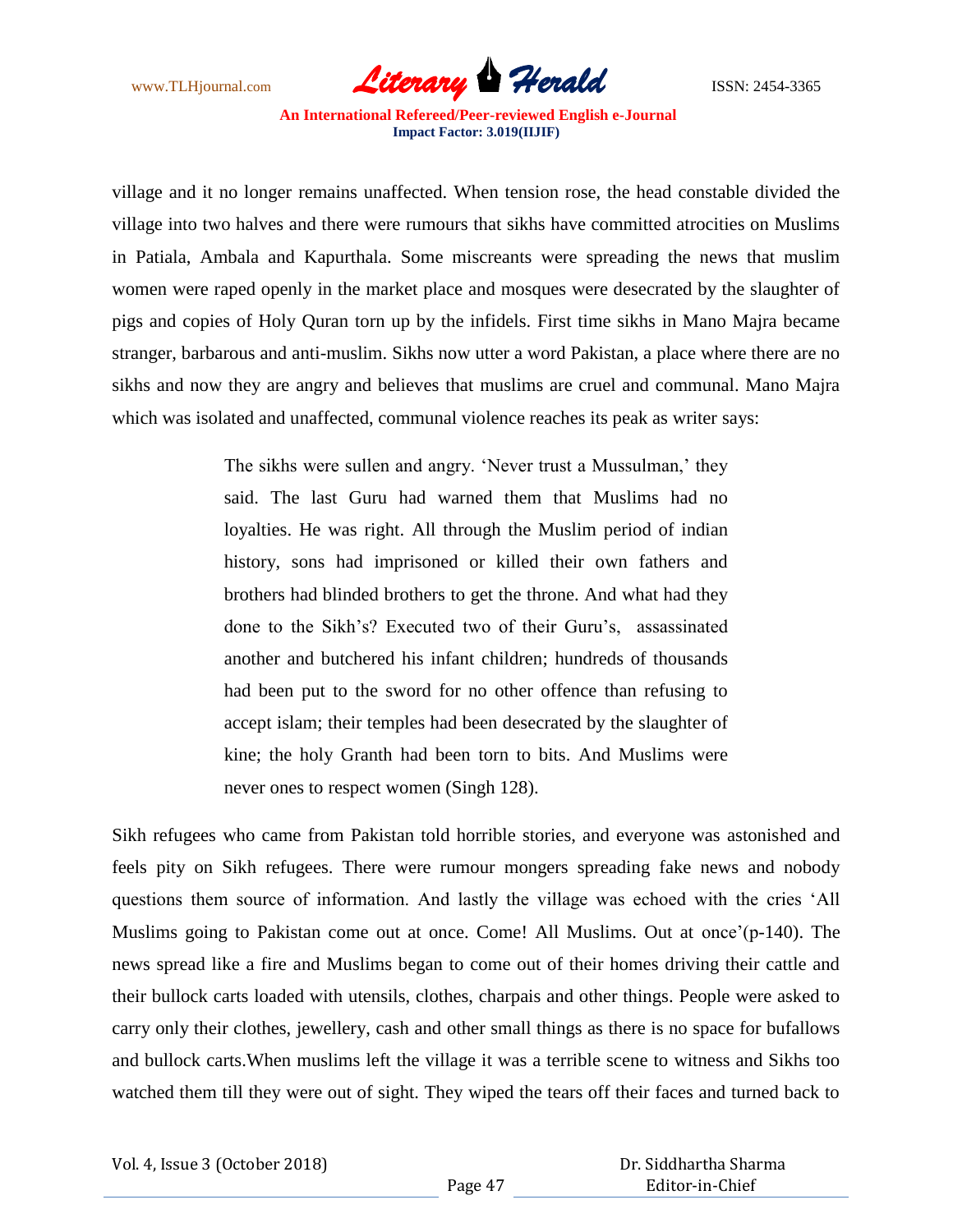village and it no longer remains unaffected. When tension rose, the head constable divided the village into two halves and there were rumours that sikhs have committed atrocities on Muslims in Patiala, Ambala and Kapurthala. Some miscreants were spreading the news that muslim women were raped openly in the market place and mosques were desecrated by the slaughter of pigs and copies of Holy Quran torn up by the infidels. First time sikhs in Mano Majra became stranger, barbarous and anti-muslim. Sikhs now utter a word Pakistan, a place where there are no sikhs and now they are angry and believes that muslims are cruel and communal. Mano Majra which was isolated and unaffected, communal violence reaches its peak as writer says:

> The sikhs were sullen and angry. 'Never trust a Mussulman,' they said. The last Guru had warned them that Muslims had no loyalties. He was right. All through the Muslim period of indian history, sons had imprisoned or killed their own fathers and brothers had blinded brothers to get the throne. And what had they done to the Sikh's? Executed two of their Guru's, assassinated another and butchered his infant children; hundreds of thousands had been put to the sword for no other offence than refusing to accept islam; their temples had been desecrated by the slaughter of kine; the holy Granth had been torn to bits. And Muslims were never ones to respect women (Singh 128).

Sikh refugees who came from Pakistan told horrible stories, and everyone was astonished and feels pity on Sikh refugees. There were rumour mongers spreading fake news and nobody questions them source of information. And lastly the village was echoed with the cries 'All Muslims going to Pakistan come out at once. Come! All Muslims. Out at once'(p-140). The news spread like a fire and Muslims began to come out of their homes driving their cattle and their bullock carts loaded with utensils, clothes, charpais and other things. People were asked to carry only their clothes, jewellery, cash and other small things as there is no space for bufallows and bullock carts.When muslims left the village it was a terrible scene to witness and Sikhs too watched them till they were out of sight. They wiped the tears off their faces and turned back to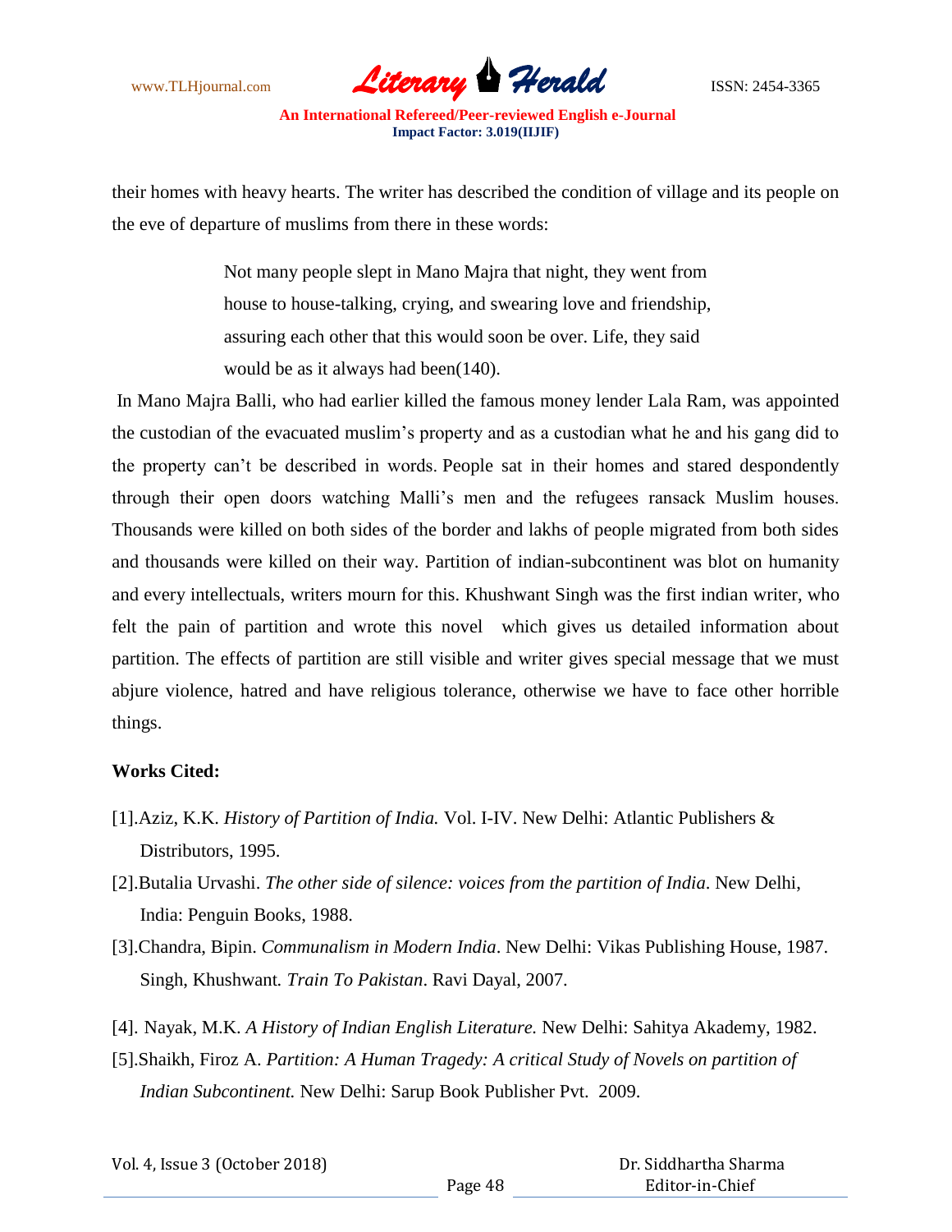their homes with heavy hearts. The writer has described the condition of village and its people on the eve of departure of muslims from there in these words:

> Not many people slept in Mano Majra that night, they went from house to house-talking, crying, and swearing love and friendship, assuring each other that this would soon be over. Life, they said would be as it always had been(140).

In Mano Majra Balli, who had earlier killed the famous money lender Lala Ram, was appointed the custodian of the evacuated muslim's property and as a custodian what he and his gang did to the property can't be described in words. People sat in their homes and stared despondently through their open doors watching Malli's men and the refugees ransack Muslim houses. Thousands were killed on both sides of the border and lakhs of people migrated from both sides and thousands were killed on their way. Partition of indian-subcontinent was blot on humanity and every intellectuals, writers mourn for this. Khushwant Singh was the first indian writer, who felt the pain of partition and wrote this novel which gives us detailed information about partition. The effects of partition are still visible and writer gives special message that we must abjure violence, hatred and have religious tolerance, otherwise we have to face other horrible things.

**Works Cited:**

[1].Aziz, K.K. *History of Partition of India.* Vol. I-IV. New Delhi: Atlantic Publishers & Distributors, 1995.

[2].Butalia Urvashi. *The other side of silence: voices from the partition of India*. New Delhi, India: Penguin Books, 1988.

[3].Chandra, Bipin. *Communalism in Modern India*. New Delhi: Vikas Publishing House, 1987. Singh, Khushwant. *Train To Pakistan*. Ravi Dayal, 2007.

[4]. Nayak, M.K. *A History of Indian English Literature.* New Delhi: Sahitya Akademy, 1982.

[5].Shaikh, Firoz A. *Partition: A Human Tragedy: A critical Study of Novels on partition of Indian Subcontinent.* New Delhi: Sarup Book Publisher Pvt. 2009.